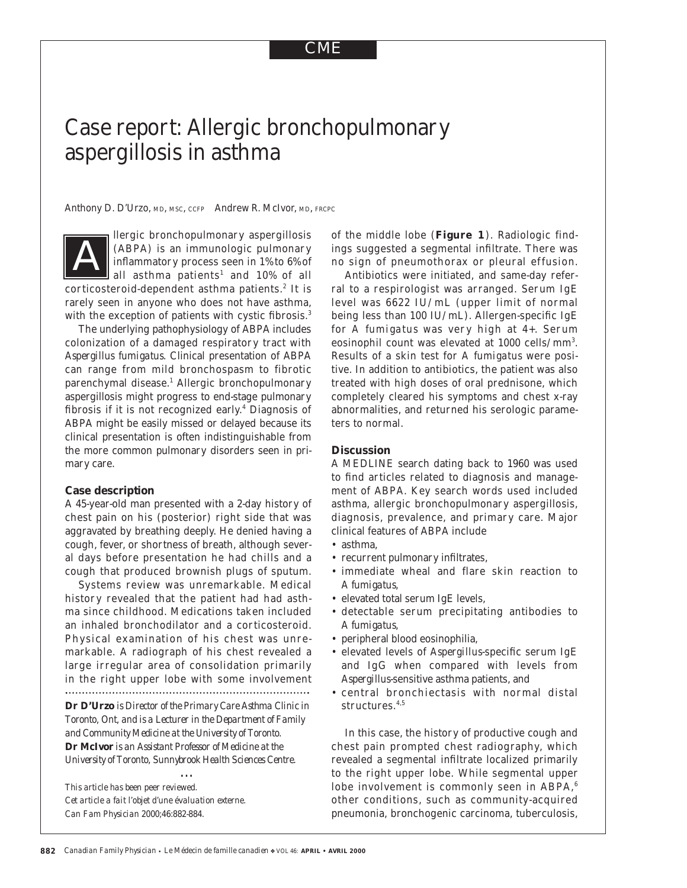CME

# Case report: Allergic bronchopulmonary aspergillosis in asthma

Anthony D. D'Urzo, MD, MSC, CCFP   Andrew R. McIvor, MD, FRCPC

Allergic bronchopulmonary aspergillosis (ABPA) is an immunologic pulmonary inflammatory process seen in 1% to 6% of all asthma patients[1] and 10% of all corticosteroid-dependent asthma patients.[2] It is rarely seen in anyone who does not have asthma, with the exception of patients with cystic fibrosis.[3]

The underlying pathophysiology of ABPA includes colonization of a damaged respiratory tract with *Aspergillus fumigatus*. Clinical presentation of ABPA can range from mild bronchospasm to fibrotic parenchymal disease.[1] Allergic bronchopulmonary aspergillosis might progress to end-stage pulmonary fibrosis if it is not recognized early.[4] Diagnosis of ABPA might be easily missed or delayed because its clinical presentation is often indistinguishable from the more common pulmonary disorders seen in primary care.

### Case description

A 45-year-old man presented with a 2-day history of chest pain on his (posterior) right side that was aggravated by breathing deeply. He denied having a cough, fever, or shortness of breath, although several days before presentation he had chills and a cough that produced brownish plugs of sputum.

Systems review was unremarkable. Medical history revealed that the patient had had asthma since childhood. Medications taken included an inhaled bronchodilator and a corticosteroid. Physical examination of his chest was unremarkable. A radiograph of his chest revealed a large irregular area of consolidation primarily in the right upper lobe with some involvement of the middle lobe (**Figure 1**). Radiologic findings suggested a segmental infiltrate. There was no sign of pneumothorax or pleural effusion.

Antibiotics were initiated, and same-day referral to a respirologist was arranged. Serum IgE level was 6622 IU/mL (upper limit of normal being less than 100 IU/mL). Allergen-specific IgE for *A fumigatus* was very high at 4+. Serum eosinophil count was elevated at 1000 cells/mm$^3$. Results of a skin test for *A fumigatus* were positive. In addition to antibiotics, the patient was also treated with high doses of oral prednisone, which completely cleared his symptoms and chest x-ray abnormalities, and returned his serologic parameters to normal.

### Discussion

A MEDLINE search dating back to 1960 was used to find articles related to diagnosis and management of ABPA. Key search words used included asthma, allergic bronchopulmonary aspergillosis, diagnosis, prevalence, and primary care. Major clinical features of ABPA include

- asthma,
- recurrent pulmonary infiltrates,
- immediate wheal and flare skin reaction to *A fumigatus*,
- elevated total serum IgE levels,
- detectable serum precipitating antibodies to *A fumigatus*,
- peripheral blood eosinophilia,
- elevated levels of *Aspergillus*-specific serum IgE and IgG when compared with levels from *Aspergillus*-sensitive asthma patients, and
- central bronchiectasis with normal distal structures.[4,5]

In this case, the history of productive cough and chest pain prompted chest radiography, which revealed a segmental infiltrate localized primarily to the right upper lobe. While segmental upper lobe involvement is commonly seen in ABPA,[6] other conditions, such as community-acquired pneumonia, bronchogenic carcinoma, tuberculosis,

---

**Dr D'Urzo** *is Director of the Primary Care Asthma Clinic in Toronto, Ont, and is a Lecturer in the Department of Family and Community Medicine at the University of Toronto.* **Dr McIvor** *is an Assistant Professor of Medicine at the University of Toronto, Sunnybrook Health Sciences Centre.*

...

*This article has been peer reviewed.*
*Cet article a fait l'objet d'une évaluation externe.*
*Can Fam Physician* 2000;46:882-884.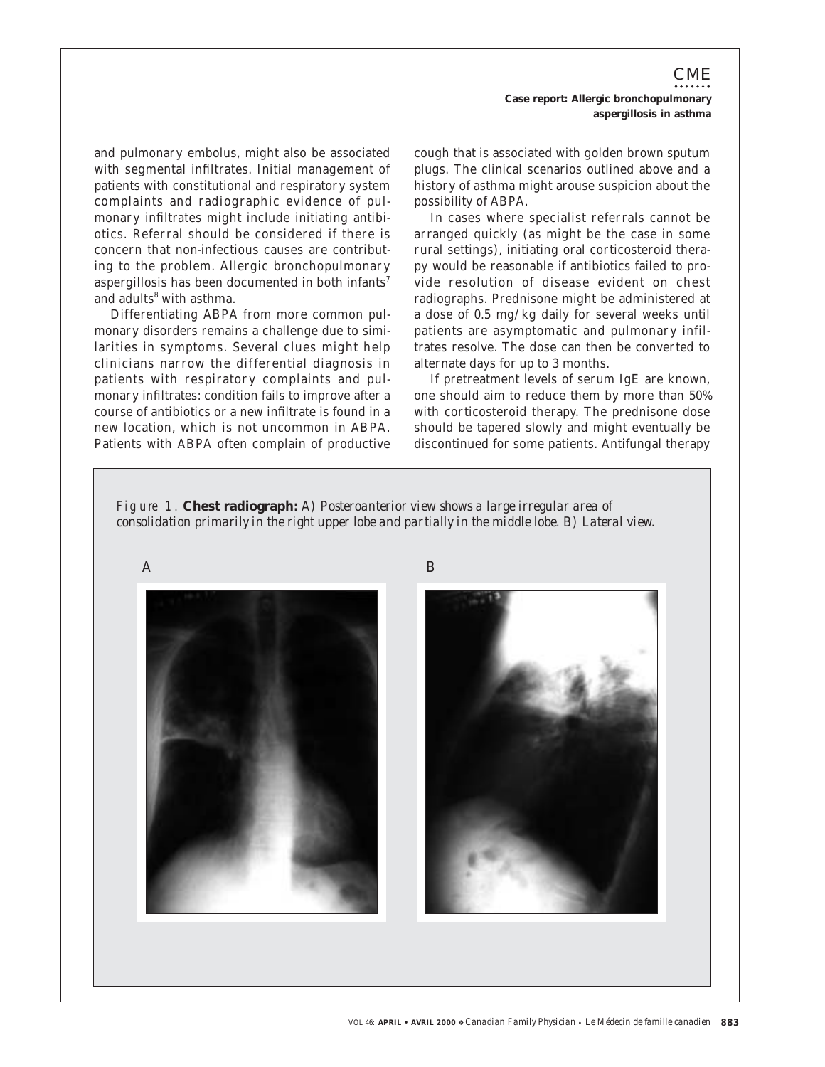and pulmonary embolus, might also be associated with segmental infiltrates. Initial management of patients with constitutional and respiratory system complaints and radiographic evidence of pulmonary infiltrates might include initiating antibiotics. Referral should be considered if there is concern that non-infectious causes are contributing to the problem. Allergic bronchopulmonary aspergillosis has been documented in both infants[7] and adults[8] with asthma.

Differentiating ABPA from more common pulmonary disorders remains a challenge due to similarities in symptoms. Several clues might help clinicians narrow the differential diagnosis in patients with respiratory complaints and pulmonary infiltrates: condition fails to improve after a course of antibiotics or a new infiltrate is found in a new location, which is not uncommon in ABPA. Patients with ABPA often complain of productive cough that is associated with golden brown sputum plugs. The clinical scenarios outlined above and a history of asthma might arouse suspicion about the possibility of ABPA.

In cases where specialist referrals cannot be arranged quickly (as might be the case in some rural settings), initiating oral corticosteroid therapy would be reasonable if antibiotics failed to provide resolution of disease evident on chest radiographs. Prednisone might be administered at a dose of 0.5 mg/kg daily for several weeks until patients are asymptomatic and pulmonary infiltrates resolve. The dose can then be converted to alternate days for up to 3 months.

If pretreatment levels of serum IgE are known, one should aim to reduce them by more than 50% with corticosteroid therapy. The prednisone dose should be tapered slowly and might eventually be discontinued for some patients. Antifungal therapy

*Figure 1.* **Chest radiograph:** *A) Posteroanterior view shows a large irregular area of consolidation primarily in the right upper lobe and partially in the middle lobe. B) Lateral view.*

A

B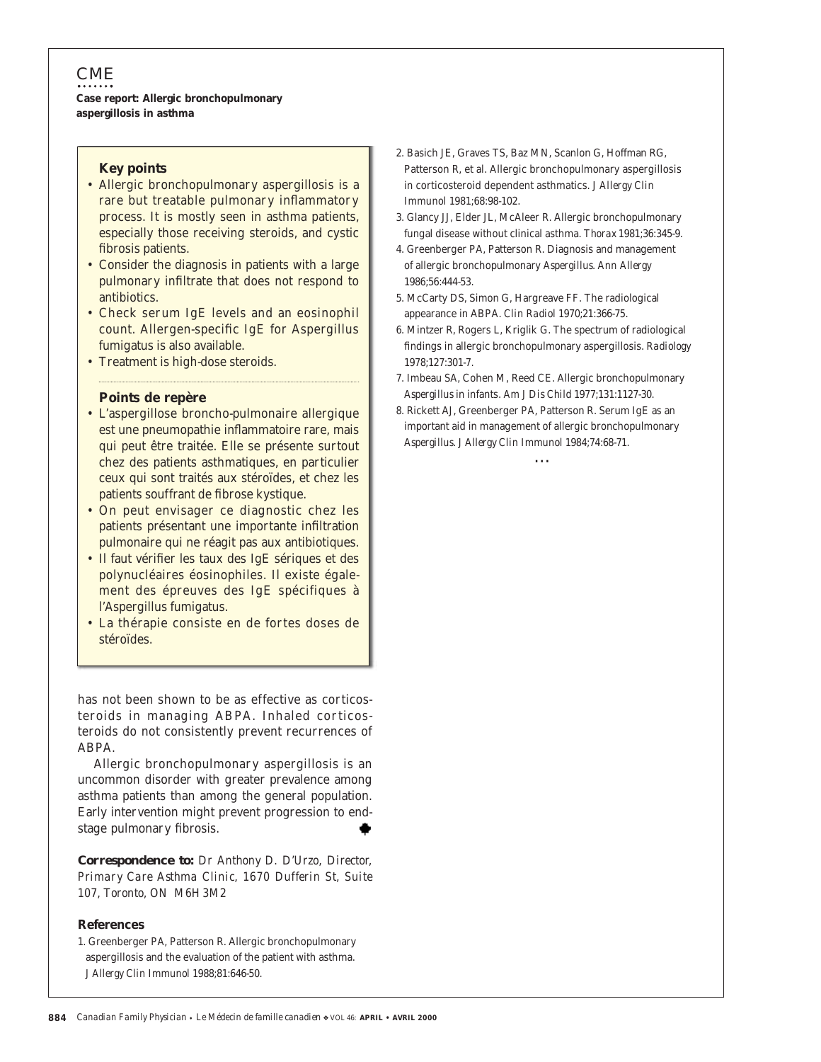## Key points

- Allergic bronchopulmonary aspergillosis is a rare but treatable pulmonary inflammatory process. It is mostly seen in asthma patients, especially those receiving steroids, and cystic fibrosis patients.
- Consider the diagnosis in patients with a large pulmonary infiltrate that does not respond to antibiotics.
- Check serum IgE levels and an eosinophil count. Allergen-specific IgE for Aspergillus fumigatus is also available.
- Treatment is high-dose steroids.

## Points de repère

- L'aspergillose broncho-pulmonaire allergique est une pneumopathie inflammatoire rare, mais qui peut être traitée. Elle se présente surtout chez des patients asthmatiques, en particulier ceux qui sont traités aux stéroïdes, et chez les patients souffrant de fibrose kystique.
- On peut envisager ce diagnostic chez les patients présentant une importante infiltration pulmonaire qui ne réagit pas aux antibiotiques.
- Il faut vérifier les taux des IgE sériques et des polynucléaires éosinophiles. Il existe également des épreuves des IgE spécifiques à l'Aspergillus fumigatus.
- La thérapie consiste en de fortes doses de stéroïdes.

has not been shown to be as effective as corticosteroids in managing ABPA. Inhaled corticosteroids do not consistently prevent recurrences of ABPA.

Allergic bronchopulmonary aspergillosis is an uncommon disorder with greater prevalence among asthma patients than among the general population. Early intervention might prevent progression to end-stage pulmonary fibrosis.

**Correspondence to:** Dr Anthony D. D'Urzo, Director, Primary Care Asthma Clinic, 1670 Dufferin St, Suite 107, Toronto, ON M6H 3M2

### References

1. Greenberger PA, Patterson R. Allergic bronchopulmonary aspergillosis and the evaluation of the patient with asthma. *J Allergy Clin Immunol* 1988;81:646-50.
2. Basich JE, Graves TS, Baz MN, Scanlon G, Hoffman RG, Patterson R, et al. Allergic bronchopulmonary aspergillosis in corticosteroid dependent asthmatics. *J Allergy Clin Immunol* 1981;68:98-102.
3. Glancy JJ, Elder JL, McAleer R. Allergic bronchopulmonary fungal disease without clinical asthma. *Thorax* 1981;36:345-9.
4. Greenberger PA, Patterson R. Diagnosis and management of allergic bronchopulmonary *Aspergillus*. *Ann Allergy* 1986;56:444-53.
5. McCarty DS, Simon G, Hargreave FF. The radiological appearance in ABPA. *Clin Radiol* 1970;21:366-75.
6. Mintzer R, Rogers L, Kriglik G. The spectrum of radiological findings in allergic bronchopulmonary aspergillosis. *Radiology* 1978;127:301-7.
7. Imbeau SA, Cohen M, Reed CE. Allergic bronchopulmonary *Aspergillus* in infants. *Am J Dis Child* 1977;131:1127-30.
8. Rickett AJ, Greenberger PA, Patterson R. Serum IgE as an important aid in management of allergic bronchopulmonary *Aspergillus*. *J Allergy Clin Immunol* 1984;74:68-71.

...